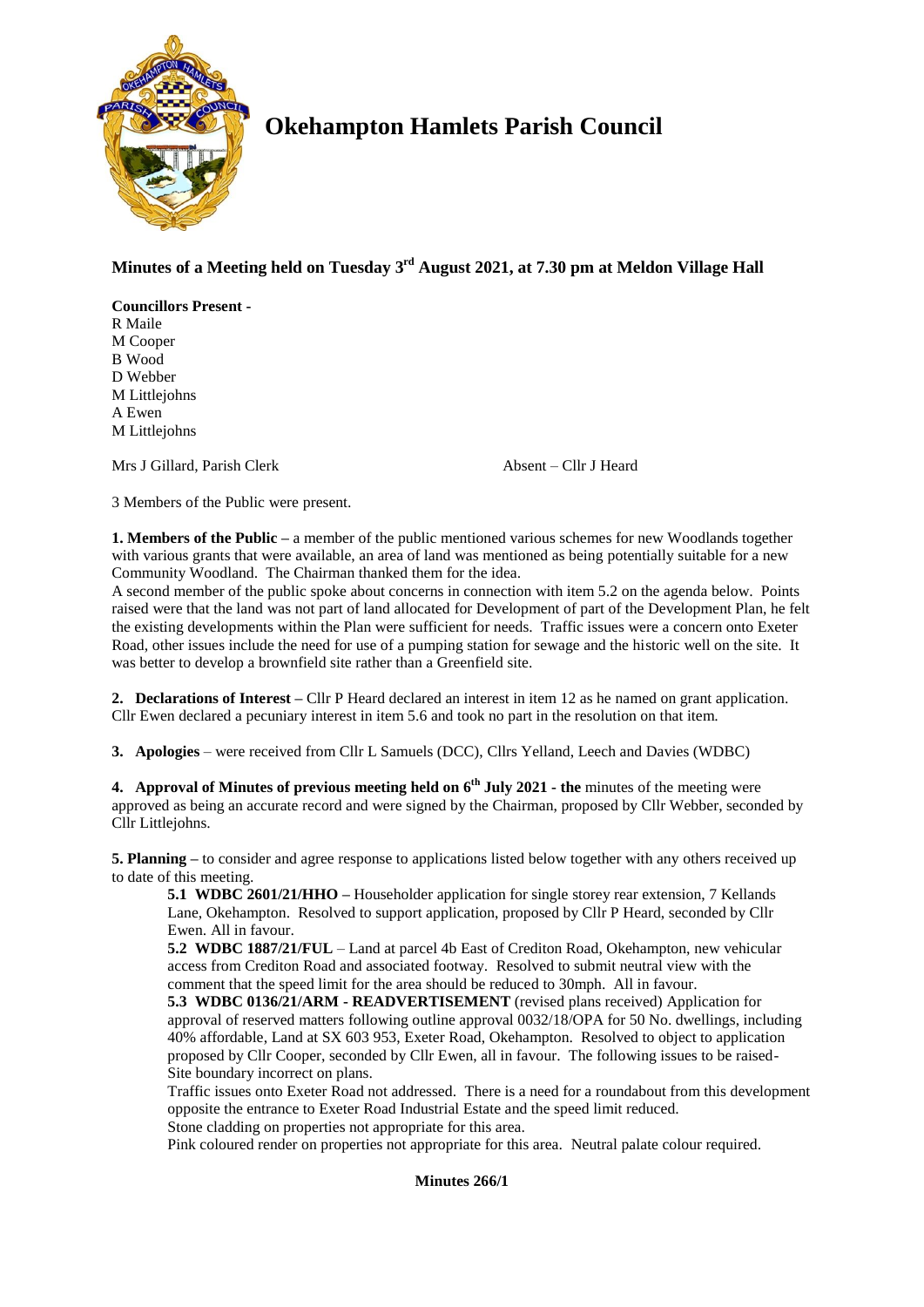# Okehampton Hamlets Parish Council

## Minutes of a Meeting held on Tuesday 3rd August 2021, at 7.30 pm at Meldon Village Hall

**Councillors Present -**
R Maile
M Cooper
B Wood
D Webber
M Littlejohns
A Ewen
M Littlejohns

Mrs J Gillard, Parish Clerk

Absent – Cllr J Heard

3 Members of the Public were present.

**1. Members of the Public –** a member of the public mentioned various schemes for new Woodlands together with various grants that were available, an area of land was mentioned as being potentially suitable for a new Community Woodland. The Chairman thanked them for the idea.
A second member of the public spoke about concerns in connection with item 5.2 on the agenda below. Points raised were that the land was not part of land allocated for Development of part of the Development Plan, he felt the existing developments within the Plan were sufficient for needs. Traffic issues were a concern onto Exeter Road, other issues include the need for use of a pumping station for sewage and the historic well on the site. It was better to develop a brownfield site rather than a Greenfield site.

**2. Declarations of Interest –** Cllr P Heard declared an interest in item 12 as he named on grant application. Cllr Ewen declared a pecuniary interest in item 5.6 and took no part in the resolution on that item.

**3. Apologies** – were received from Cllr L Samuels (DCC), Cllrs Yelland, Leech and Davies (WDBC)

**4. Approval of Minutes of previous meeting held on 6th July 2021 - the** minutes of the meeting were approved as being an accurate record and were signed by the Chairman, proposed by Cllr Webber, seconded by Cllr Littlejohns.

**5. Planning –** to consider and agree response to applications listed below together with any others received up to date of this meeting.

**5.1 WDBC 2601/21/HHO –** Householder application for single storey rear extension, 7 Kellands Lane, Okehampton. Resolved to support application, proposed by Cllr P Heard, seconded by Cllr Ewen. All in favour.

**5.2 WDBC 1887/21/FUL** – Land at parcel 4b East of Crediton Road, Okehampton, new vehicular access from Crediton Road and associated footway. Resolved to submit neutral view with the comment that the speed limit for the area should be reduced to 30mph. All in favour.

**5.3 WDBC 0136/21/ARM - READVERTISEMENT** (revised plans received) Application for approval of reserved matters following outline approval 0032/18/OPA for 50 No. dwellings, including 40% affordable, Land at SX 603 953, Exeter Road, Okehampton. Resolved to object to application proposed by Cllr Cooper, seconded by Cllr Ewen, all in favour. The following issues to be raised- Site boundary incorrect on plans.
Traffic issues onto Exeter Road not addressed. There is a need for a roundabout from this development opposite the entrance to Exeter Road Industrial Estate and the speed limit reduced.
Stone cladding on properties not appropriate for this area.
Pink coloured render on properties not appropriate for this area. Neutral palate colour required.

**Minutes 266/1**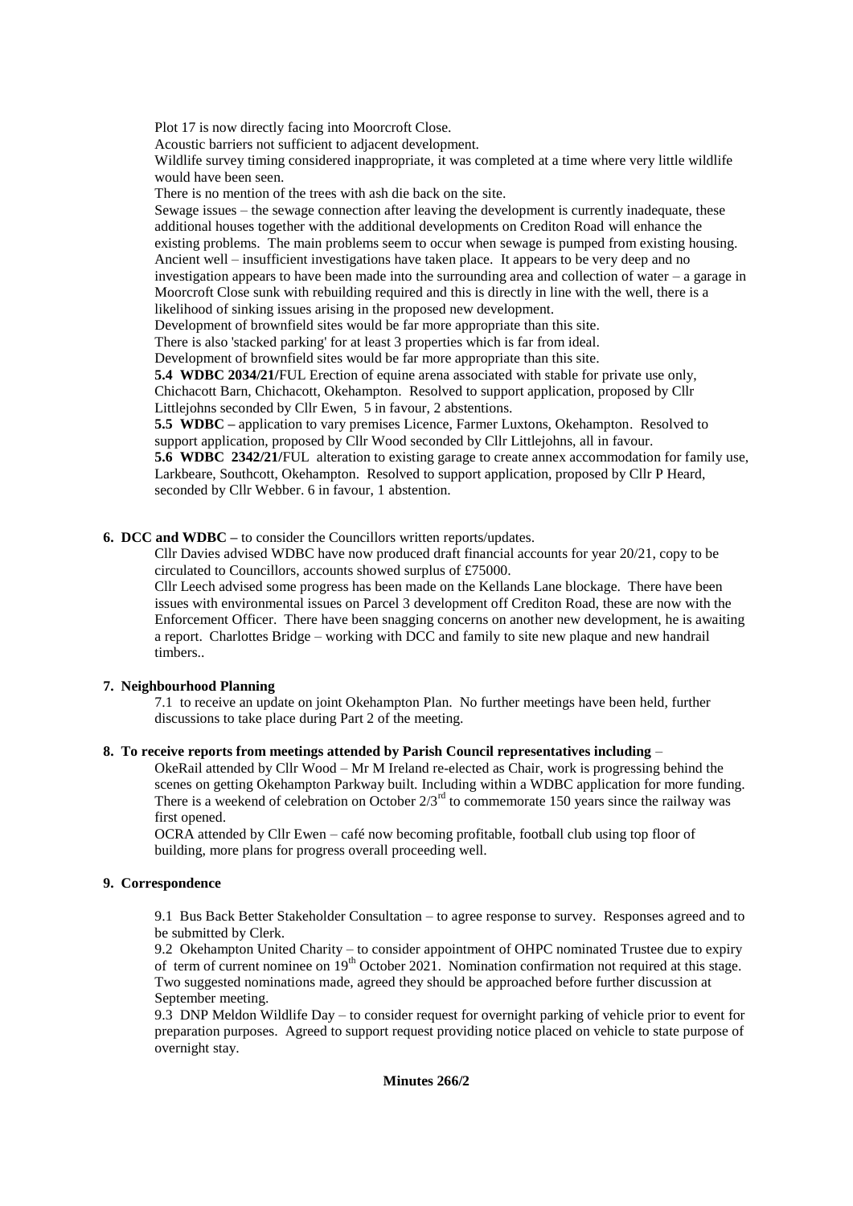Plot 17 is now directly facing into Moorcroft Close.

Acoustic barriers not sufficient to adjacent development.

Wildlife survey timing considered inappropriate, it was completed at a time where very little wildlife would have been seen.

There is no mention of the trees with ash die back on the site.

Sewage issues – the sewage connection after leaving the development is currently inadequate, these additional houses together with the additional developments on Crediton Road will enhance the existing problems. The main problems seem to occur when sewage is pumped from existing housing.

Ancient well – insufficient investigations have taken place. It appears to be very deep and no investigation appears to have been made into the surrounding area and collection of water – a garage in Moorcroft Close sunk with rebuilding required and this is directly in line with the well, there is a likelihood of sinking issues arising in the proposed new development.

Development of brownfield sites would be far more appropriate than this site.

There is also 'stacked parking' for at least 3 properties which is far from ideal.

Development of brownfield sites would be far more appropriate than this site.

**5.4 WDBC 2034/21/**FUL Erection of equine arena associated with stable for private use only, Chichacott Barn, Chichacott, Okehampton. Resolved to support application, proposed by Cllr Littlejohns seconded by Cllr Ewen, 5 in favour, 2 abstentions.

**5.5 WDBC –** application to vary premises Licence, Farmer Luxtons, Okehampton. Resolved to support application, proposed by Cllr Wood seconded by Cllr Littlejohns, all in favour.

**5.6 WDBC 2342/21/**FUL alteration to existing garage to create annex accommodation for family use, Larkbeare, Southcott, Okehampton. Resolved to support application, proposed by Cllr P Heard, seconded by Cllr Webber. 6 in favour, 1 abstention.

**6. DCC and WDBC –** to consider the Councillors written reports/updates.

Cllr Davies advised WDBC have now produced draft financial accounts for year 20/21, copy to be circulated to Councillors, accounts showed surplus of £75000.

Cllr Leech advised some progress has been made on the Kellands Lane blockage. There have been issues with environmental issues on Parcel 3 development off Crediton Road, these are now with the Enforcement Officer. There have been snagging concerns on another new development, he is awaiting a report. Charlottes Bridge – working with DCC and family to site new plaque and new handrail timbers..

**7. Neighbourhood Planning**

7.1 to receive an update on joint Okehampton Plan. No further meetings have been held, further discussions to take place during Part 2 of the meeting.

**8. To receive reports from meetings attended by Parish Council representatives including** –

OkeRail attended by Cllr Wood – Mr M Ireland re-elected as Chair, work is progressing behind the scenes on getting Okehampton Parkway built. Including within a WDBC application for more funding. There is a weekend of celebration on October 2/3rd to commemorate 150 years since the railway was first opened.

OCRA attended by Cllr Ewen – café now becoming profitable, football club using top floor of building, more plans for progress overall proceeding well.

**9. Correspondence**

9.1 Bus Back Better Stakeholder Consultation – to agree response to survey. Responses agreed and to be submitted by Clerk.

9.2 Okehampton United Charity – to consider appointment of OHPC nominated Trustee due to expiry of term of current nominee on 19th October 2021. Nomination confirmation not required at this stage. Two suggested nominations made, agreed they should be approached before further discussion at September meeting.

9.3 DNP Meldon Wildlife Day – to consider request for overnight parking of vehicle prior to event for preparation purposes. Agreed to support request providing notice placed on vehicle to state purpose of overnight stay.

**Minutes 266/2**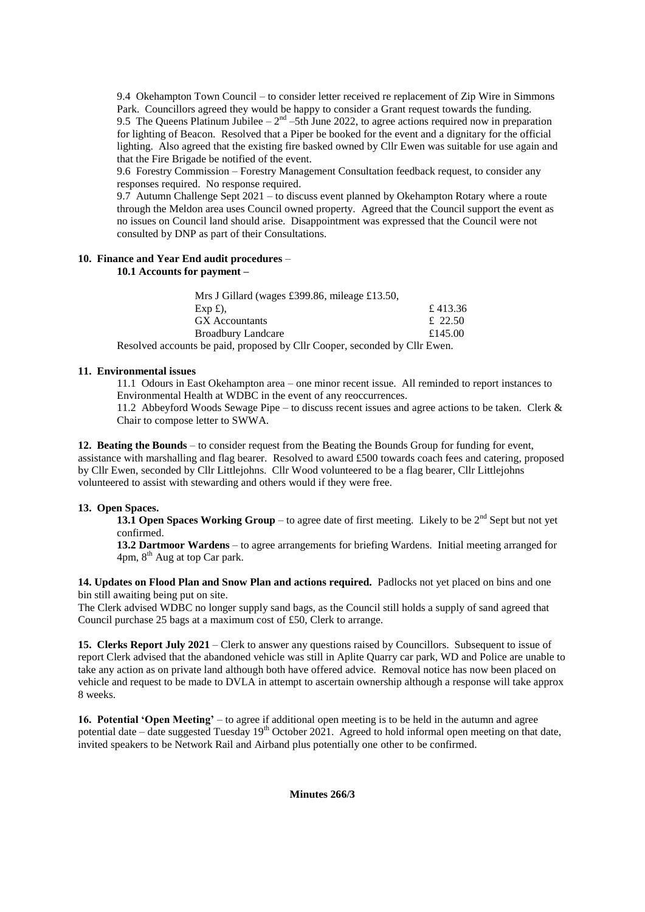9.4 Okehampton Town Council – to consider letter received re replacement of Zip Wire in Simmons Park. Councillors agreed they would be happy to consider a Grant request towards the funding.

9.5 The Queens Platinum Jubilee – 2nd –5th June 2022, to agree actions required now in preparation for lighting of Beacon. Resolved that a Piper be booked for the event and a dignitary for the official lighting. Also agreed that the existing fire basked owned by Cllr Ewen was suitable for use again and that the Fire Brigade be notified of the event.

9.6 Forestry Commission – Forestry Management Consultation feedback request, to consider any responses required. No response required.

9.7 Autumn Challenge Sept 2021 – to discuss event planned by Okehampton Rotary where a route through the Meldon area uses Council owned property. Agreed that the Council support the event as no issues on Council land should arise. Disappointment was expressed that the Council were not consulted by DNP as part of their Consultations.

**10. Finance and Year End audit procedures** –

**10.1 Accounts for payment –**

| | |
|---|---|
| Mrs J Gillard (wages £399.86, mileage £13.50, Exp £), | £ 413.36 |
| GX Accountants | £ 22.50 |
| Broadbury Landcare | £145.00 |

Resolved accounts be paid, proposed by Cllr Cooper, seconded by Cllr Ewen.

**11. Environmental issues**

11.1 Odours in East Okehampton area – one minor recent issue. All reminded to report instances to Environmental Health at WDBC in the event of any reoccurrences.

11.2 Abbeyford Woods Sewage Pipe – to discuss recent issues and agree actions to be taken. Clerk & Chair to compose letter to SWWA.

**12. Beating the Bounds** – to consider request from the Beating the Bounds Group for funding for event, assistance with marshalling and flag bearer. Resolved to award £500 towards coach fees and catering, proposed by Cllr Ewen, seconded by Cllr Littlejohns. Cllr Wood volunteered to be a flag bearer, Cllr Littlejohns volunteered to assist with stewarding and others would if they were free.

**13. Open Spaces.**

**13.1 Open Spaces Working Group** – to agree date of first meeting. Likely to be 2nd Sept but not yet confirmed.

**13.2 Dartmoor Wardens** – to agree arrangements for briefing Wardens. Initial meeting arranged for 4pm, 8th Aug at top Car park.

**14. Updates on Flood Plan and Snow Plan and actions required.** Padlocks not yet placed on bins and one bin still awaiting being put on site.

The Clerk advised WDBC no longer supply sand bags, as the Council still holds a supply of sand agreed that Council purchase 25 bags at a maximum cost of £50, Clerk to arrange.

**15. Clerks Report July 2021** – Clerk to answer any questions raised by Councillors. Subsequent to issue of report Clerk advised that the abandoned vehicle was still in Aplite Quarry car park, WD and Police are unable to take any action as on private land although both have offered advice. Removal notice has now been placed on vehicle and request to be made to DVLA in attempt to ascertain ownership although a response will take approx 8 weeks.

**16. Potential 'Open Meeting'** – to agree if additional open meeting is to be held in the autumn and agree potential date – date suggested Tuesday 19th October 2021. Agreed to hold informal open meeting on that date, invited speakers to be Network Rail and Airband plus potentially one other to be confirmed.

**Minutes 266/3**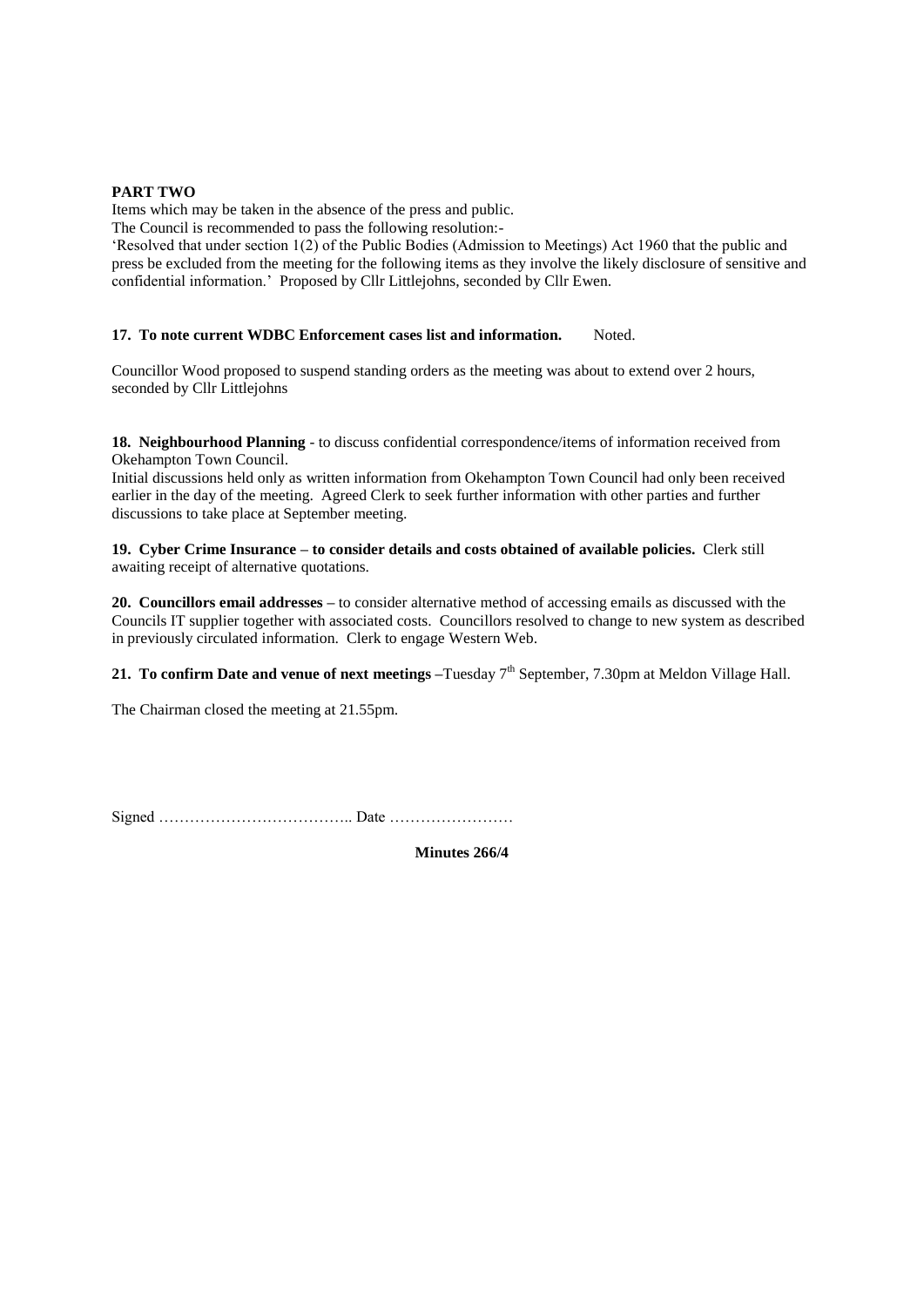**PART TWO**

Items which may be taken in the absence of the press and public.

The Council is recommended to pass the following resolution:-

'Resolved that under section 1(2) of the Public Bodies (Admission to Meetings) Act 1960 that the public and press be excluded from the meeting for the following items as they involve the likely disclosure of sensitive and confidential information.' Proposed by Cllr Littlejohns, seconded by Cllr Ewen.

**17. To note current WDBC Enforcement cases list and information.** Noted.

Councillor Wood proposed to suspend standing orders as the meeting was about to extend over 2 hours, seconded by Cllr Littlejohns

**18. Neighbourhood Planning** - to discuss confidential correspondence/items of information received from Okehampton Town Council.

Initial discussions held only as written information from Okehampton Town Council had only been received earlier in the day of the meeting. Agreed Clerk to seek further information with other parties and further discussions to take place at September meeting.

**19. Cyber Crime Insurance – to consider details and costs obtained of available policies.** Clerk still awaiting receipt of alternative quotations.

**20. Councillors email addresses –** to consider alternative method of accessing emails as discussed with the Councils IT supplier together with associated costs. Councillors resolved to change to new system as described in previously circulated information. Clerk to engage Western Web.

**21. To confirm Date and venue of next meetings** –Tuesday 7th September, 7.30pm at Meldon Village Hall.

The Chairman closed the meeting at 21.55pm.

Signed ……………………………….. Date ……………………

**Minutes 266/4**